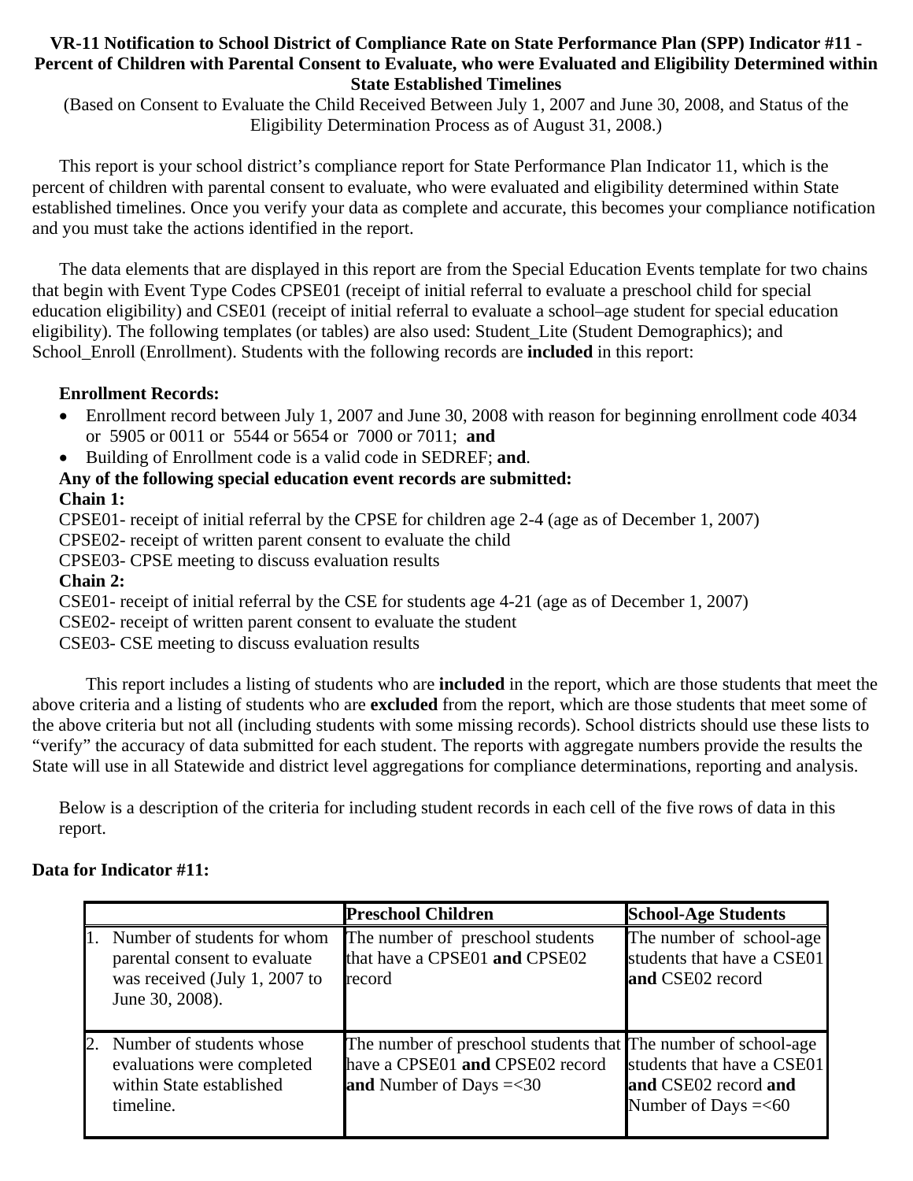# VR-11 Notification to School District of Compliance Rate on State Performance Plan (SPP) Indicator #11 - Percent of Children with Parental Consent to Evaluate, who were Evaluated and Eligibility Determined within State Established Timelines

(Based on Consent to Evaluate the Child Received Between July 1, 2007 and June 30, 2008, and Status of the Eligibility Determination Process as of August 31, 2008.)

This report is your school district's compliance report for State Performance Plan Indicator 11, which is the percent of children with parental consent to evaluate, who were evaluated and eligibility determined within State established timelines. Once you verify your data as complete and accurate, this becomes your compliance notification and you must take the actions identified in the report.

The data elements that are displayed in this report are from the Special Education Events template for two chains that begin with Event Type Codes CPSE01 (receipt of initial referral to evaluate a preschool child for special education eligibility) and CSE01 (receipt of initial referral to evaluate a school–age student for special education eligibility). The following templates (or tables) are also used: Student_Lite (Student Demographics); and School_Enroll (Enrollment). Students with the following records are **included** in this report:

**Enrollment Records:**

- Enrollment record between July 1, 2007 and June 30, 2008 with reason for beginning enrollment code 4034 or 5905 or 0011 or 5544 or 5654 or 7000 or 7011; **and**
- Building of Enrollment code is a valid code in SEDREF; **and**.

**Any of the following special education event records are submitted:**

**Chain 1:**

CPSE01- receipt of initial referral by the CPSE for children age 2-4 (age as of December 1, 2007)
CPSE02- receipt of written parent consent to evaluate the child
CPSE03- CPSE meeting to discuss evaluation results

**Chain 2:**

CSE01- receipt of initial referral by the CSE for students age 4-21 (age as of December 1, 2007)
CSE02- receipt of written parent consent to evaluate the student
CSE03- CSE meeting to discuss evaluation results

This report includes a listing of students who are **included** in the report, which are those students that meet the above criteria and a listing of students who are **excluded** from the report, which are those students that meet some of the above criteria but not all (including students with some missing records). School districts should use these lists to "verify" the accuracy of data submitted for each student. The reports with aggregate numbers provide the results the State will use in all Statewide and district level aggregations for compliance determinations, reporting and analysis.

Below is a description of the criteria for including student records in each cell of the five rows of data in this report.

**Data for Indicator #11:**

| | **Preschool Children** | **School-Age Students** |
|---|---|---|
| 1. Number of students for whom parental consent to evaluate was received (July 1, 2007 to June 30, 2008). | The number of preschool students that have a CPSE01 **and** CPSE02 record | The number of school-age students that have a CSE01 **and** CSE02 record |
| 2. Number of students whose evaluations were completed within State established timeline. | The number of preschool students that have a CPSE01 **and** CPSE02 record **and** Number of Days =<30 | The number of school-age students that have a CSE01 **and** CSE02 record **and** Number of Days =<60 |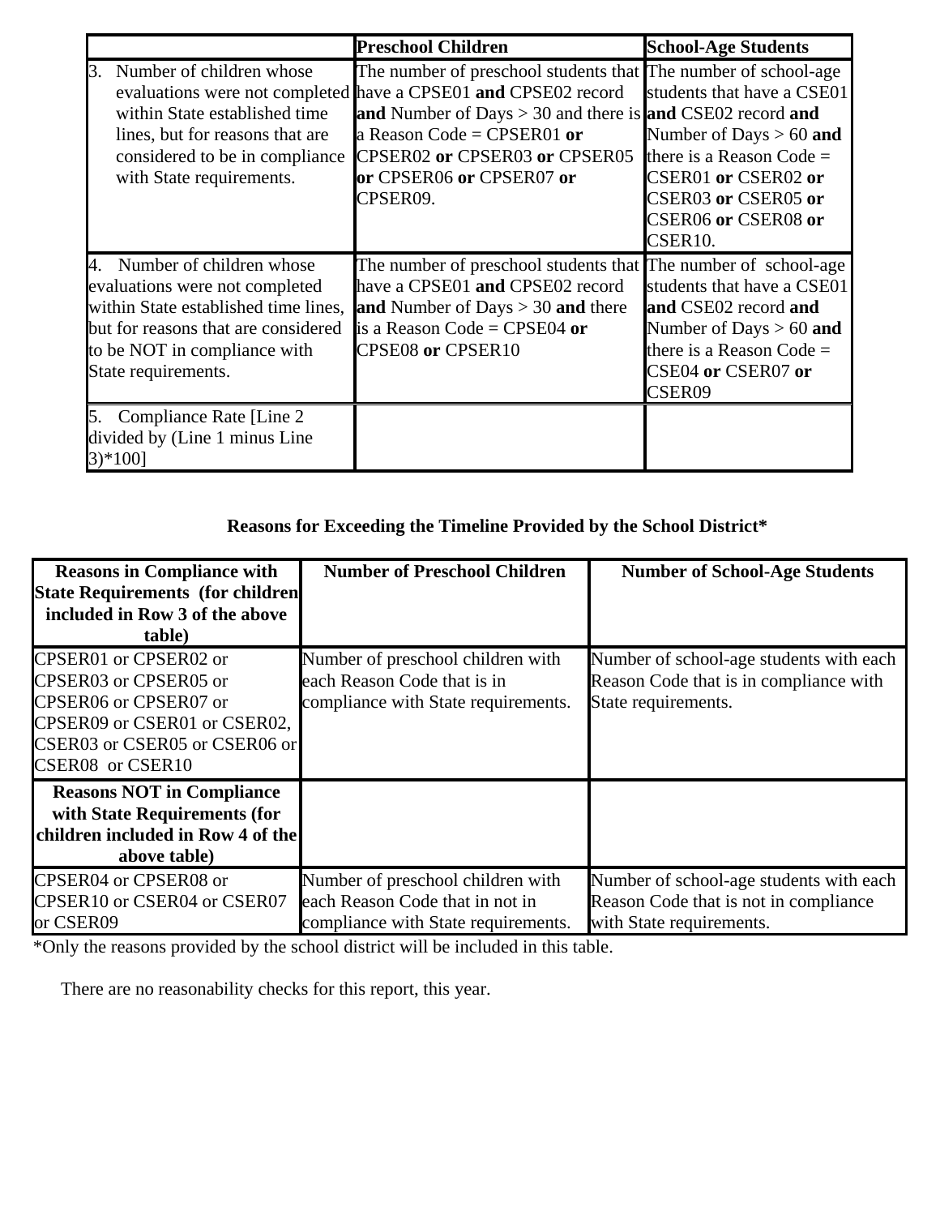| | Preschool Children | School-Age Students |
|---|---|---|
| 3. Number of children whose evaluations were not completed within State established time lines, but for reasons that are considered to be in compliance with State requirements. | The number of preschool students that have a CPSE01 **and** CPSE02 record **and** Number of Days > 30 and there is a Reason Code = CPSER01 **or** CPSER02 **or** CPSER03 **or** CPSER05 **or** CPSER06 **or** CPSER07 **or** CPSER09. | The number of school-age students that have a CSE01 **and** CSE02 record **and** Number of Days > 60 **and** there is a Reason Code = CSER01 **or** CSER02 **or** CSER03 **or** CSER05 **or** CSER06 **or** CSER08 **or** CSER10. |
| 4. Number of children whose evaluations were not completed within State established time lines, but for reasons that are considered to be NOT in compliance with State requirements. | The number of preschool students that have a CPSE01 **and** CPSE02 record **and** Number of Days > 30 **and** there is a Reason Code = CPSE04 **or** CPSE08 **or** CPSER10 | The number of school-age students that have a CSE01 **and** CSE02 record **and** Number of Days > 60 **and** there is a Reason Code = CSE04 **or** CSER07 **or** CSER09 |
| 5. Compliance Rate [Line 2 divided by (Line 1 minus Line 3)*100] | | |

**Reasons for Exceeding the Timeline Provided by the School District***

| Reasons in Compliance with State Requirements (for children included in Row 3 of the above table) | Number of Preschool Children | Number of School-Age Students |
|---|---|---|
| CPSER01 or CPSER02 or CPSER03 or CPSER05 or CPSER06 or CPSER07 or CPSER09 or CSER01 or CSER02, CSER03 or CSER05 or CSER06 or CSER08 or CSER10 | Number of preschool children with each Reason Code that is in compliance with State requirements. | Number of school-age students with each Reason Code that is in compliance with State requirements. |
| **Reasons NOT in Compliance with State Requirements (for children included in Row 4 of the above table)** | | |
| CPSER04 or CPSER08 or CPSER10 or CSER04 or CSER07 or CSER09 | Number of preschool children with each Reason Code that in not in compliance with State requirements. | Number of school-age students with each Reason Code that is not in compliance with State requirements. |

*Only the reasons provided by the school district will be included in this table.

There are no reasonability checks for this report, this year.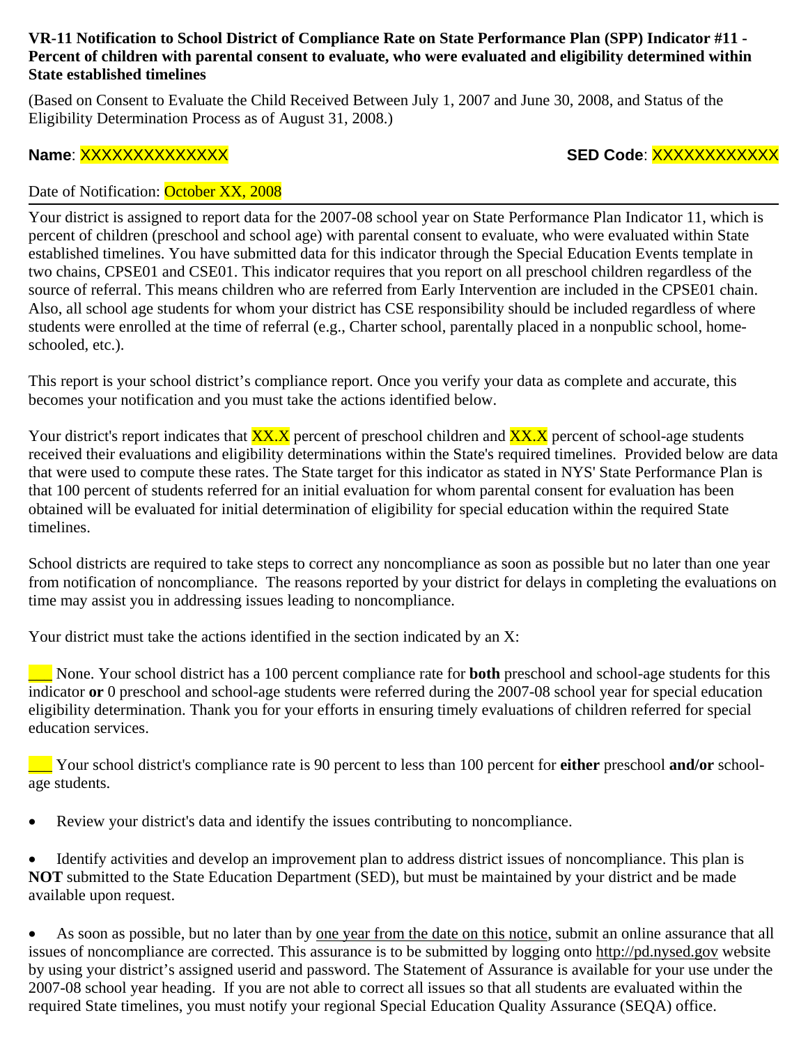**VR-11 Notification to School District of Compliance Rate on State Performance Plan (SPP) Indicator #11 - Percent of children with parental consent to evaluate, who were evaluated and eligibility determined within State established timelines**

(Based on Consent to Evaluate the Child Received Between July 1, 2007 and June 30, 2008, and Status of the Eligibility Determination Process as of August 31, 2008.)

**Name**: XXXXXXXXXXXXXX **SED Code**: XXXXXXXXXXXX

Date of Notification: October XX, 2008

Your district is assigned to report data for the 2007-08 school year on State Performance Plan Indicator 11, which is percent of children (preschool and school age) with parental consent to evaluate, who were evaluated within State established timelines. You have submitted data for this indicator through the Special Education Events template in two chains, CPSE01 and CSE01. This indicator requires that you report on all preschool children regardless of the source of referral. This means children who are referred from Early Intervention are included in the CPSE01 chain. Also, all school age students for whom your district has CSE responsibility should be included regardless of where students were enrolled at the time of referral (e.g., Charter school, parentally placed in a nonpublic school, home-schooled, etc.).

This report is your school district's compliance report. Once you verify your data as complete and accurate, this becomes your notification and you must take the actions identified below.

Your district's report indicates that XX.X percent of preschool children and XX.X percent of school-age students received their evaluations and eligibility determinations within the State's required timelines. Provided below are data that were used to compute these rates. The State target for this indicator as stated in NYS' State Performance Plan is that 100 percent of students referred for an initial evaluation for whom parental consent for evaluation has been obtained will be evaluated for initial determination of eligibility for special education within the required State timelines.

School districts are required to take steps to correct any noncompliance as soon as possible but no later than one year from notification of noncompliance. The reasons reported by your district for delays in completing the evaluations on time may assist you in addressing issues leading to noncompliance.

Your district must take the actions identified in the section indicated by an X:

___ None. Your school district has a 100 percent compliance rate for **both** preschool and school-age students for this indicator **or** 0 preschool and school-age students were referred during the 2007-08 school year for special education eligibility determination. Thank you for your efforts in ensuring timely evaluations of children referred for special education services.

___ Your school district's compliance rate is 90 percent to less than 100 percent for **either** preschool **and/or** school-age students.

- Review your district's data and identify the issues contributing to noncompliance.

- Identify activities and develop an improvement plan to address district issues of noncompliance. This plan is **NOT** submitted to the State Education Department (SED), but must be maintained by your district and be made available upon request.

- As soon as possible, but no later than by one year from the date on this notice, submit an online assurance that all issues of noncompliance are corrected. This assurance is to be submitted by logging onto http://pd.nysed.gov website by using your district's assigned userid and password. The Statement of Assurance is available for your use under the 2007-08 school year heading. If you are not able to correct all issues so that all students are evaluated within the required State timelines, you must notify your regional Special Education Quality Assurance (SEQA) office.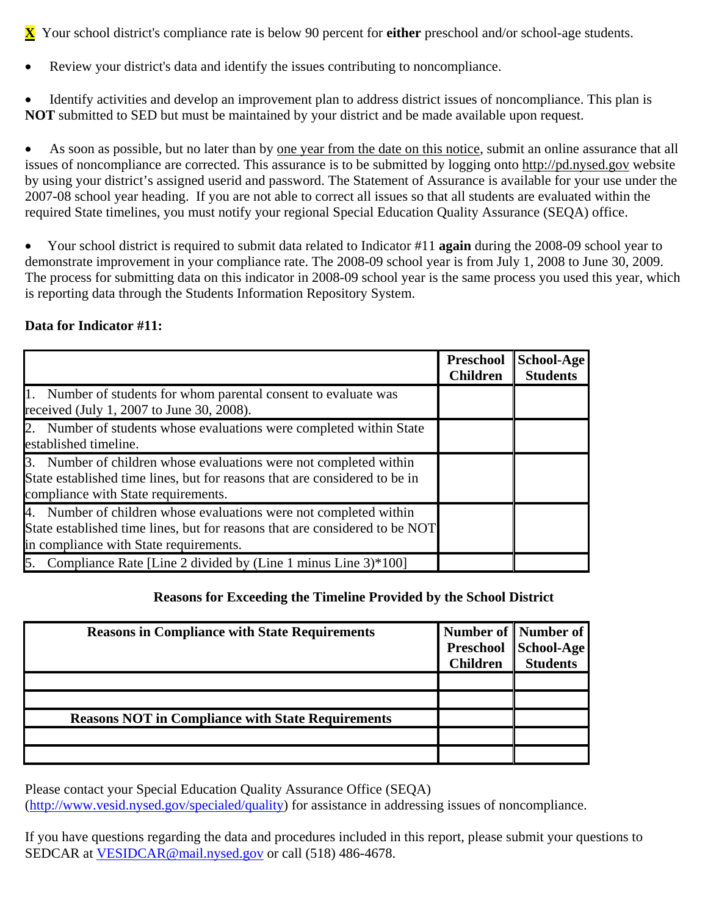**X** Your school district's compliance rate is below 90 percent for **either** preschool and/or school-age students.

- Review your district's data and identify the issues contributing to noncompliance.

- Identify activities and develop an improvement plan to address district issues of noncompliance. This plan is **NOT** submitted to SED but must be maintained by your district and be made available upon request.

- As soon as possible, but no later than by one year from the date on this notice, submit an online assurance that all issues of noncompliance are corrected. This assurance is to be submitted by logging onto http://pd.nysed.gov website by using your district's assigned userid and password. The Statement of Assurance is available for your use under the 2007-08 school year heading. If you are not able to correct all issues so that all students are evaluated within the required State timelines, you must notify your regional Special Education Quality Assurance (SEQA) office.

- Your school district is required to submit data related to Indicator #11 **again** during the 2008-09 school year to demonstrate improvement in your compliance rate. The 2008-09 school year is from July 1, 2008 to June 30, 2009. The process for submitting data on this indicator in 2008-09 school year is the same process you used this year, which is reporting data through the Students Information Repository System.

**Data for Indicator #11:**

| | **Preschool Children** | **School-Age Students** |
|---|---|---|
| 1. Number of students for whom parental consent to evaluate was received (July 1, 2007 to June 30, 2008). | | |
| 2. Number of students whose evaluations were completed within State established timeline. | | |
| 3. Number of children whose evaluations were not completed within State established time lines, but for reasons that are considered to be in compliance with State requirements. | | |
| 4. Number of children whose evaluations were not completed within State established time lines, but for reasons that are considered to be NOT in compliance with State requirements. | | |
| 5. Compliance Rate [Line 2 divided by (Line 1 minus Line 3)*100] | | |

**Reasons for Exceeding the Timeline Provided by the School District**

| **Reasons in Compliance with State Requirements** | **Number of Preschool Children** | **Number of School-Age Students** |
|---|---|---|
| | | |
| | | |
| **Reasons NOT in Compliance with State Requirements** | | |
| | | |
| | | |

Please contact your Special Education Quality Assurance Office (SEQA) (http://www.vesid.nysed.gov/specialed/quality) for assistance in addressing issues of noncompliance.

If you have questions regarding the data and procedures included in this report, please submit your questions to SEDCAR at VESIDCAR@mail.nysed.gov or call (518) 486-4678.